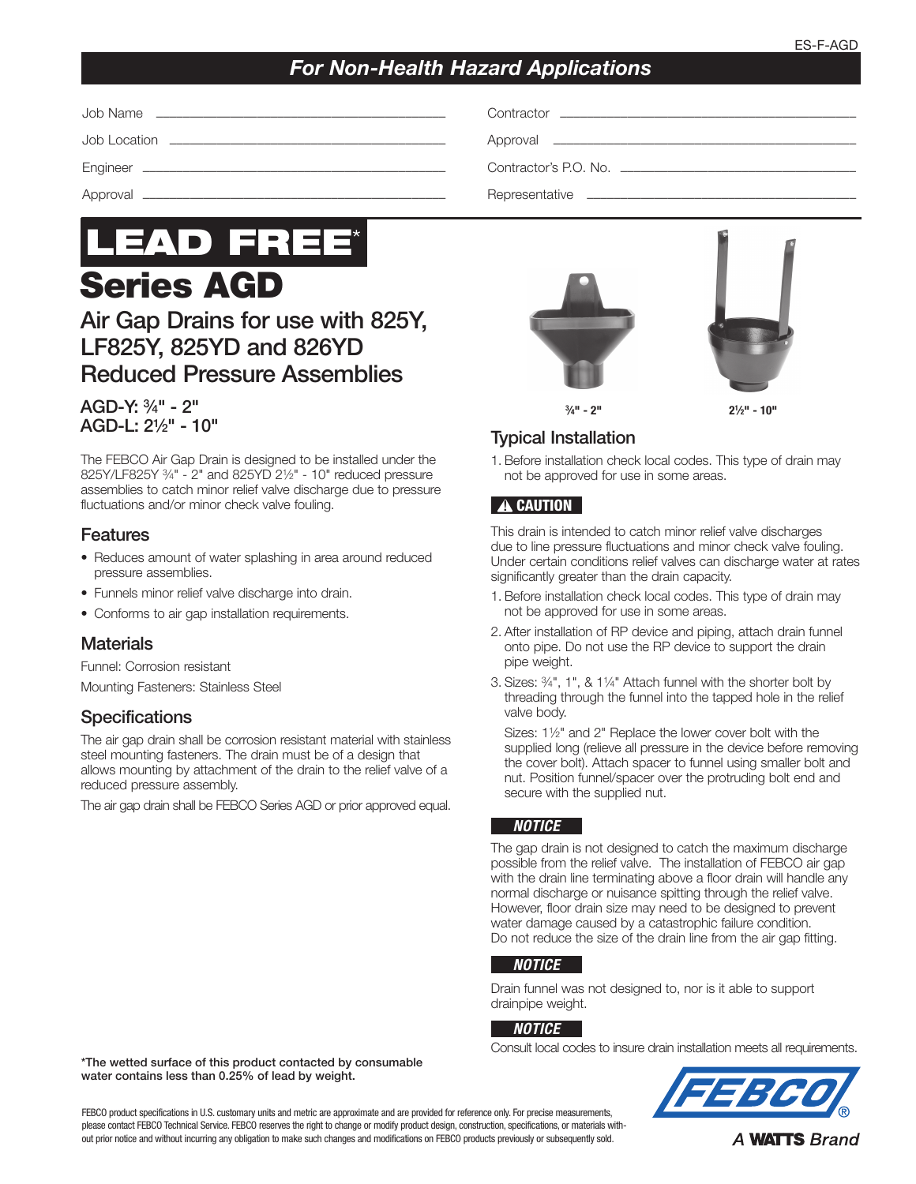ES-F-AGD

## *For Non-Health Hazard Applications*

Job Name \_\_\_\_\_\_\_\_\_\_\_\_\_\_\_\_\_\_\_\_\_\_\_\_

Job Location \_\_\_\_\_\_\_\_\_\_\_\_\_\_\_\_\_\_\_\_\_\_\_\_

Engineer \_\_\_\_\_\_\_\_\_\_\_\_\_\_\_\_\_\_\_\_\_\_\_\_

Approval \_\_\_\_\_\_\_\_\_\_\_\_\_\_\_\_\_\_\_\_\_\_\_\_

Contractor \_\_\_\_\_\_\_\_\_\_\_\_\_\_\_\_\_\_\_\_\_\_\_\_

Approval \_\_\_\_\_\_\_\_\_\_\_\_\_\_\_\_\_\_\_\_\_\_\_\_

Contractor's P.O. No. \_\_\_\_\_\_\_\_\_\_\_\_\_\_\_\_\_\_\_\_\_\_\_\_

Representative \_\_\_\_\_\_\_\_\_\_\_\_\_\_\_\_\_\_\_\_\_\_\_\_

# LEAD FREE*

# Series AGD

## Air Gap Drains for use with 825Y, LF825Y, 825YD and 826YD Reduced Pressure Assemblies

**AGD-Y: ¾" - 2"**
**AGD-L: 2½" - 10"**

The FEBCO Air Gap Drain is designed to be installed under the 825Y/LF825Y ¾" - 2" and 825YD 2½" - 10" reduced pressure assemblies to catch minor relief valve discharge due to pressure fluctuations and/or minor check valve fouling.

### Features

- Reduces amount of water splashing in area around reduced pressure assemblies.
- Funnels minor relief valve discharge into drain.
- Conforms to air gap installation requirements.

### Materials

Funnel: Corrosion resistant

Mounting Fasteners: Stainless Steel

### Specifications

The air gap drain shall be corrosion resistant material with stainless steel mounting fasteners. The drain must be of a design that allows mounting by attachment of the drain to the relief valve of a reduced pressure assembly.

The air gap drain shall be FEBCO Series AGD or prior approved equal.

**¾" - 2"** **2½" - 10"**

### Typical Installation

1. Before installation check local codes. This type of drain may not be approved for use in some areas.

**⚠ CAUTION**

This drain is intended to catch minor relief valve discharges due to line pressure fluctuations and minor check valve fouling. Under certain conditions relief valves can discharge water at rates significantly greater than the drain capacity.

1. Before installation check local codes. This type of drain may not be approved for use in some areas.
2. After installation of RP device and piping, attach drain funnel onto pipe. Do not use the RP device to support the drain pipe weight.
3. Sizes: ¾", 1", & 1¼" Attach funnel with the shorter bolt by threading through the funnel into the tapped hole in the relief valve body.

   Sizes: 1½" and 2" Replace the lower cover bolt with the supplied long (relieve all pressure in the device before removing the cover bolt). Attach spacer to funnel using smaller bolt and nut. Position funnel/spacer over the protruding bolt end and secure with the supplied nut.

***NOTICE***

The gap drain is not designed to catch the maximum discharge possible from the relief valve. The installation of FEBCO air gap with the drain line terminating above a floor drain will handle any normal discharge or nuisance spitting through the relief valve. However, floor drain size may need to be designed to prevent water damage caused by a catastrophic failure condition. Do not reduce the size of the drain line from the air gap fitting.

***NOTICE***

Drain funnel was not designed to, nor is it able to support drainpipe weight.

***NOTICE***

Consult local codes to insure drain installation meets all requirements.

**\*The wetted surface of this product contacted by consumable water contains less than 0.25% of lead by weight.**

FEBCO product specifications in U.S. customary units and metric are approximate and are provided for reference only. For precise measurements, please contact FEBCO Technical Service. FEBCO reserves the right to change or modify product design, construction, specifications, or materials without prior notice and without incurring any obligation to make such changes and modifications on FEBCO products previously or subsequently sold.

FEBCO®
*A* **WATTS** *Brand*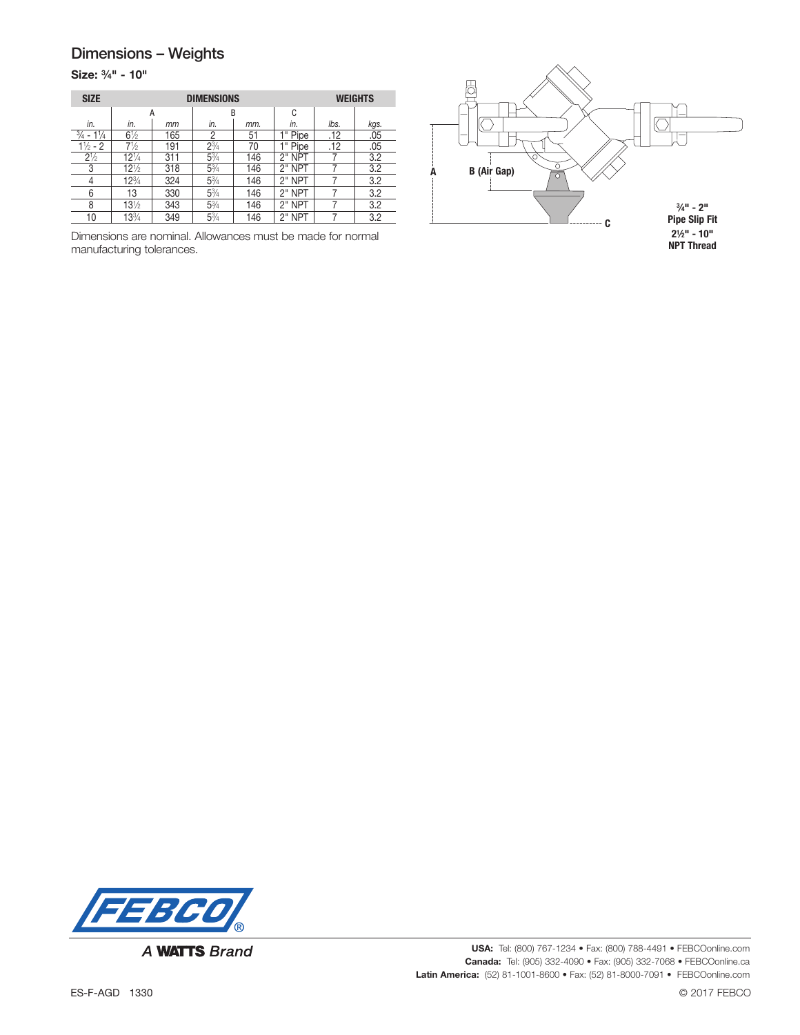## Dimensions – Weights

**Size: ¾" - 10"**

| SIZE | DIMENSIONS | | | | | WEIGHTS | |
|---|---|---|---|---|---|---|---|
| | A | | B | | C | | |
| *in.* | *in.* | *mm* | *in.* | *mm.* | *in.* | *lbs.* | *kgs.* |
| ¾ - 1¼ | 6½ | 165 | 2 | 51 | 1" Pipe | .12 | .05 |
| 1½ - 2 | 7½ | 191 | 2¾ | 70 | 1" Pipe | .12 | .05 |
| 2½ | 12¼ | 311 | 5¾ | 146 | 2" NPT | 7 | 3.2 |
| 3 | 12½ | 318 | 5¾ | 146 | 2" NPT | 7 | 3.2 |
| 4 | 12¾ | 324 | 5¾ | 146 | 2" NPT | 7 | 3.2 |
| 6 | 13 | 330 | 5¾ | 146 | 2" NPT | 7 | 3.2 |
| 8 | 13½ | 343 | 5¾ | 146 | 2" NPT | 7 | 3.2 |
| 10 | 13¾ | 349 | 5¾ | 146 | 2" NPT | 7 | 3.2 |

Dimensions are nominal. Allowances must be made for normal manufacturing tolerances.

A

B (Air Gap)

C

**¾" - 2"**
**Pipe Slip Fit**
**2½" - 10"**
**NPT Thread**

FEBCO®

*A* **WATTS** *Brand*

**USA:** Tel: (800) 767-1234 • Fax: (800) 788-4491 • FEBCOonline.com
**Canada:** Tel: (905) 332-4090 • Fax: (905) 332-7068 • FEBCOonline.ca
**Latin America:** (52) 81-1001-8600 • Fax: (52) 81-8000-7091 • FEBCOonline.com

ES-F-AGD 1330

© 2017 FEBCO